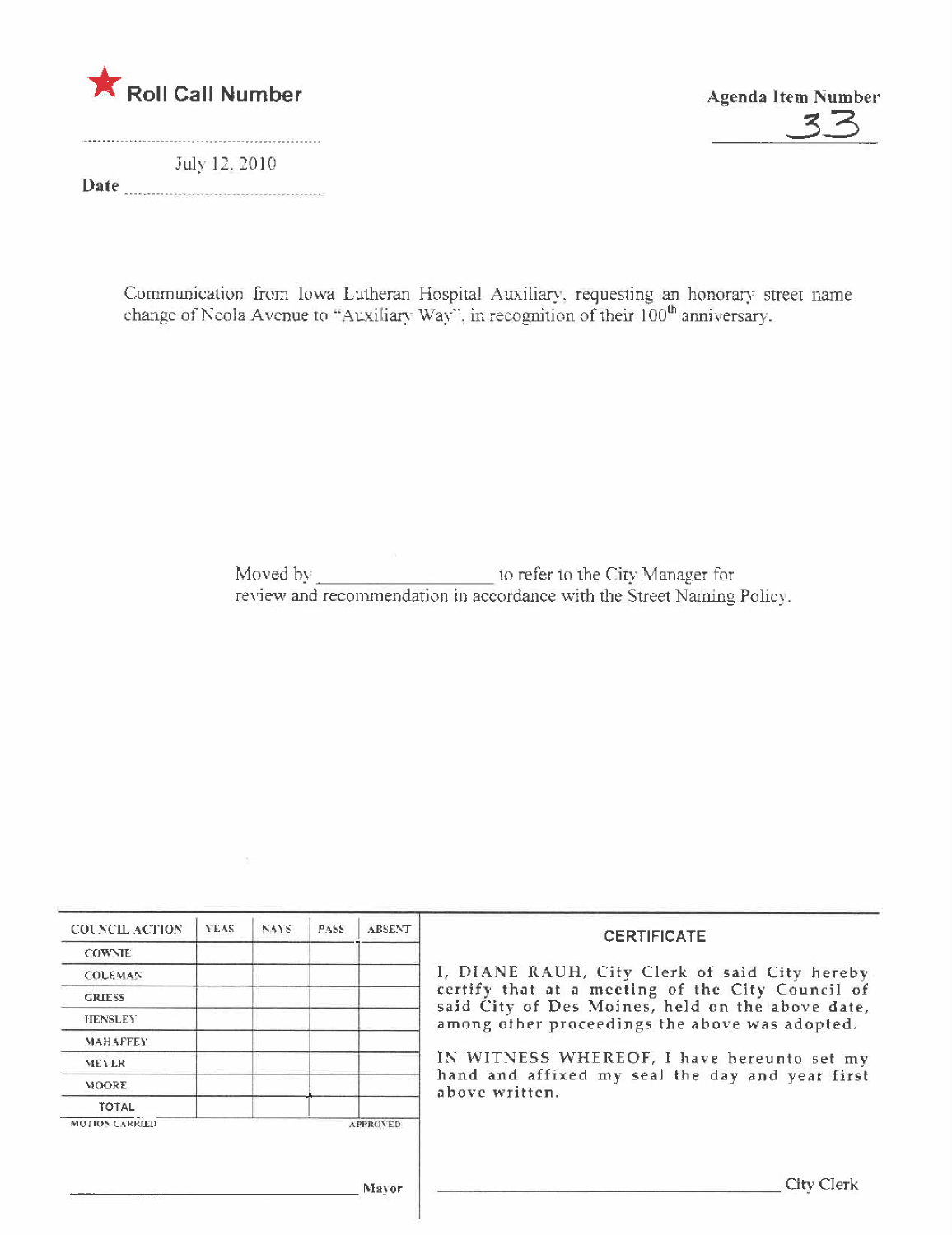★ **Roll Call Number**

**Agenda Item Number**
33

July 12, 2010

**Date** ..................................

Communication from Iowa Lutheran Hospital Auxiliary, requesting an honorary street name change of Neola Avenue to "Auxiliary Way", in recognition of their 100th anniversary.

Moved by __________________ to refer to the City Manager for review and recommendation in accordance with the Street Naming Policy.

| COUNCIL ACTION | YEAS | NAYS | PASS | ABSENT |
|---|---|---|---|---|
| COWNIE | | | | |
| COLEMAN | | | | |
| GRIESS | | | | |
| HENSLEY | | | | |
| MAHAFFEY | | | | |
| MEYER | | | | |
| MOORE | | | | |
| TOTAL | | | | |

MOTION CARRIED APPROVED

__________________________ Mayor

**CERTIFICATE**

I, DIANE RAUH, City Clerk of said City hereby certify that at a meeting of the City Council of said City of Des Moines, held on the above date, among other proceedings the above was adopted.

IN WITNESS WHEREOF, I have hereunto set my hand and affixed my seal the day and year first above written.

__________________________ City Clerk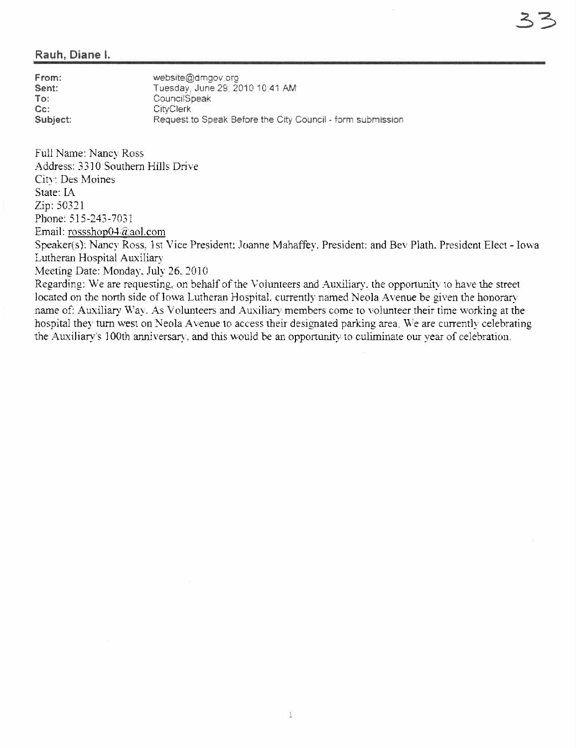## Rauh, Diane I.

| | |
|---|---|
| **From:** | website@dmgov.org |
| **Sent:** | Tuesday, June 29, 2010 10:41 AM |
| **To:** | CouncilSpeak |
| **Cc:** | CityClerk |
| **Subject:** | Request to Speak Before the City Council - form submission |

Full Name: Nancy Ross
Address: 3310 Southern Hills Drive
City: Des Moines
State: IA
Zip: 50321
Phone: 515-243-7031
Email: rossshop04@aol.com
Speaker(s): Nancy Ross, 1st Vice President; Joanne Mahaffey, President; and Bev Plath, President Elect - Iowa Lutheran Hospital Auxiliary
Meeting Date: Monday, July 26, 2010
Regarding: We are requesting, on behalf of the Volunteers and Auxiliary, the opportunity to have the street located on the north side of Iowa Lutheran Hospital, currently named Neola Avenue be given the honorary name of: Auxiliary Way. As Volunteers and Auxiliary members come to volunteer their time working at the hospital they turn west on Neola Avenue to access their designated parking area. We are currently celebrating the Auxiliary's 100th anniversary, and this would be an opportunity to culiminate our year of celebration.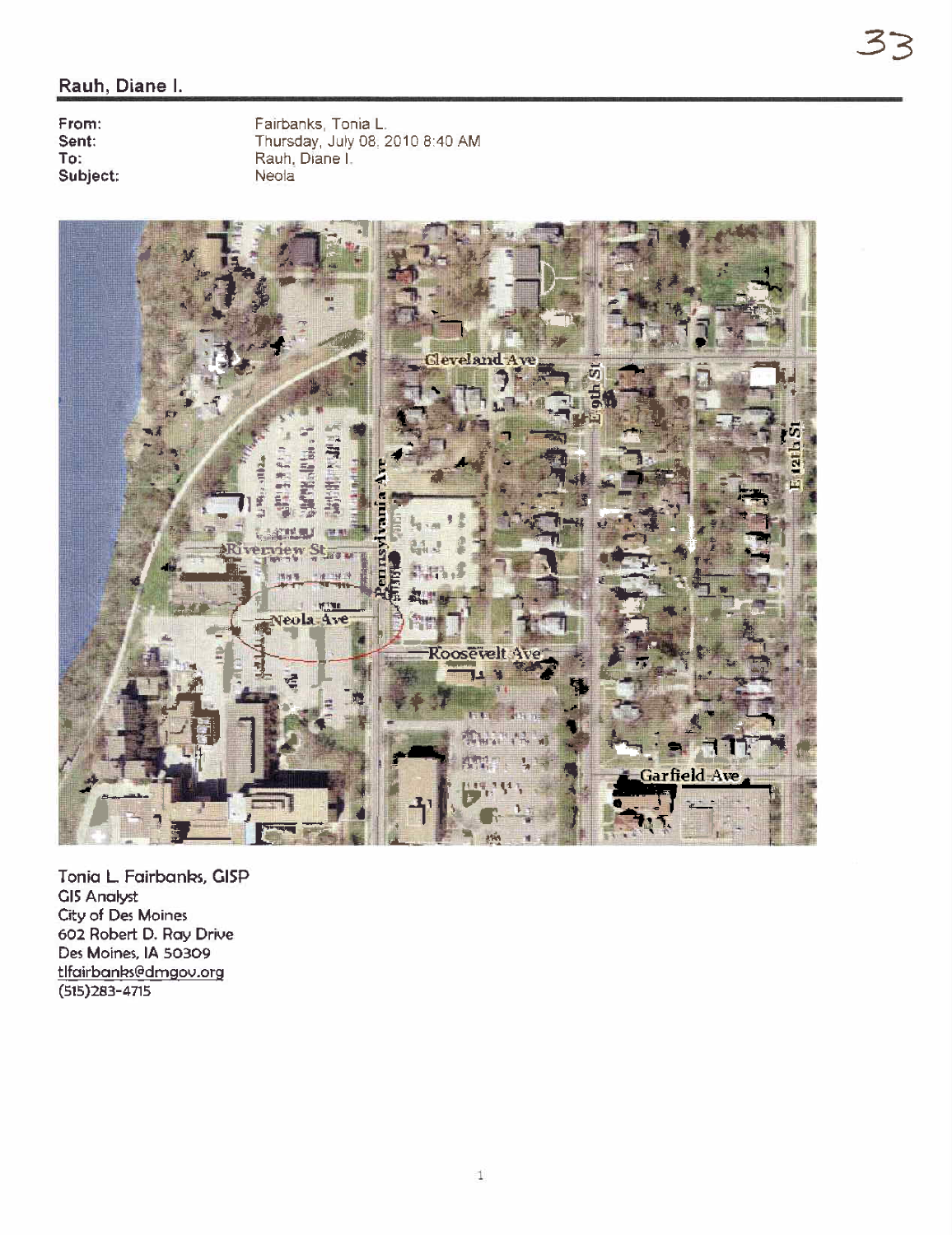33

## Rauh, Diane I.

**From:** Fairbanks, Tonia L.
**Sent:** Thursday, July 08, 2010 8:40 AM
**To:** Rauh, Diane I.
**Subject:** Neola

Cleveland Ave
E 9th St
E 12th St
Pennsylvania Ave
Riverview St
Neola Ave
Roosevelt Ave
Garfield Ave

Tonia L. Fairbanks, GISP
GIS Analyst
City of Des Moines
602 Robert D. Ray Drive
Des Moines, IA 50309
tlfairbanks@dmgov.org
(515)283-4715